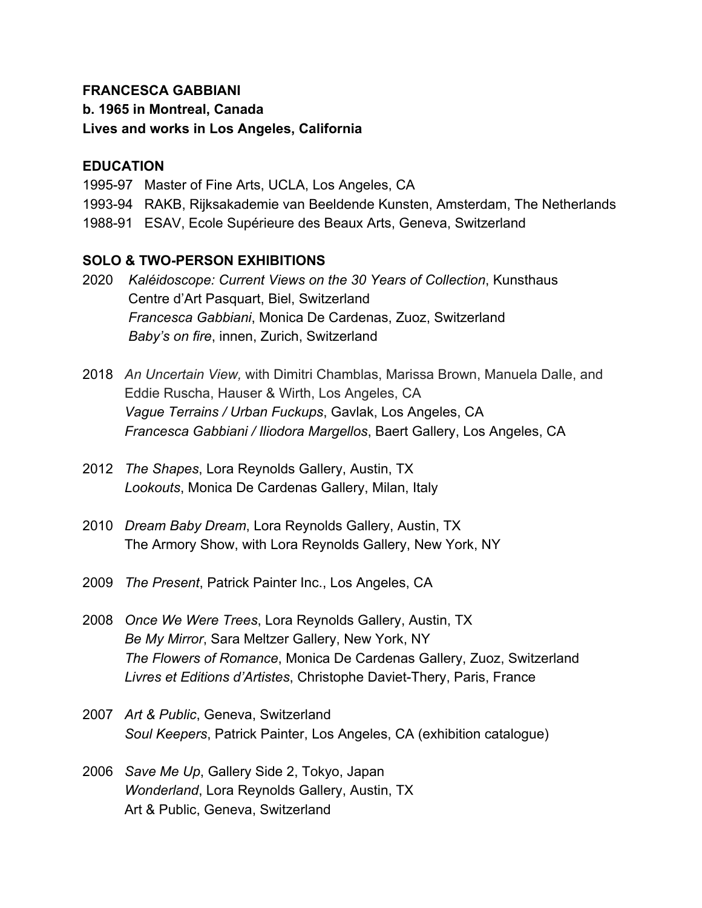**FRANCESCA GABBIANI**
**b. 1965 in Montreal, Canada**
**Lives and works in Los Angeles, California**

## EDUCATION

1995-97 Master of Fine Arts, UCLA, Los Angeles, CA
1993-94 RAKB, Rijksakademie van Beeldende Kunsten, Amsterdam, The Netherlands
1988-91 ESAV, Ecole Supérieure des Beaux Arts, Geneva, Switzerland

## SOLO & TWO-PERSON EXHIBITIONS

2020 *Kaléidoscope: Current Views on the 30 Years of Collection*, Kunsthaus Centre d'Art Pasquart, Biel, Switzerland
*Francesca Gabbiani*, Monica De Cardenas, Zuoz, Switzerland
*Baby's on fire*, innen, Zurich, Switzerland

2018 *An Uncertain View,* with Dimitri Chamblas, Marissa Brown, Manuela Dalle, and Eddie Ruscha, Hauser & Wirth, Los Angeles, CA
*Vague Terrains / Urban Fuckups*, Gavlak, Los Angeles, CA
*Francesca Gabbiani / Iliodora Margellos*, Baert Gallery, Los Angeles, CA

2012 *The Shapes*, Lora Reynolds Gallery, Austin, TX
*Lookouts*, Monica De Cardenas Gallery, Milan, Italy

2010 *Dream Baby Dream*, Lora Reynolds Gallery, Austin, TX
The Armory Show, with Lora Reynolds Gallery, New York, NY

2009 *The Present*, Patrick Painter Inc., Los Angeles, CA

2008 *Once We Were Trees*, Lora Reynolds Gallery, Austin, TX
*Be My Mirror*, Sara Meltzer Gallery, New York, NY
*The Flowers of Romance*, Monica De Cardenas Gallery, Zuoz, Switzerland
*Livres et Editions d'Artistes*, Christophe Daviet-Thery, Paris, France

2007 *Art & Public*, Geneva, Switzerland
*Soul Keepers*, Patrick Painter, Los Angeles, CA (exhibition catalogue)

2006 *Save Me Up*, Gallery Side 2, Tokyo, Japan
*Wonderland*, Lora Reynolds Gallery, Austin, TX
Art & Public, Geneva, Switzerland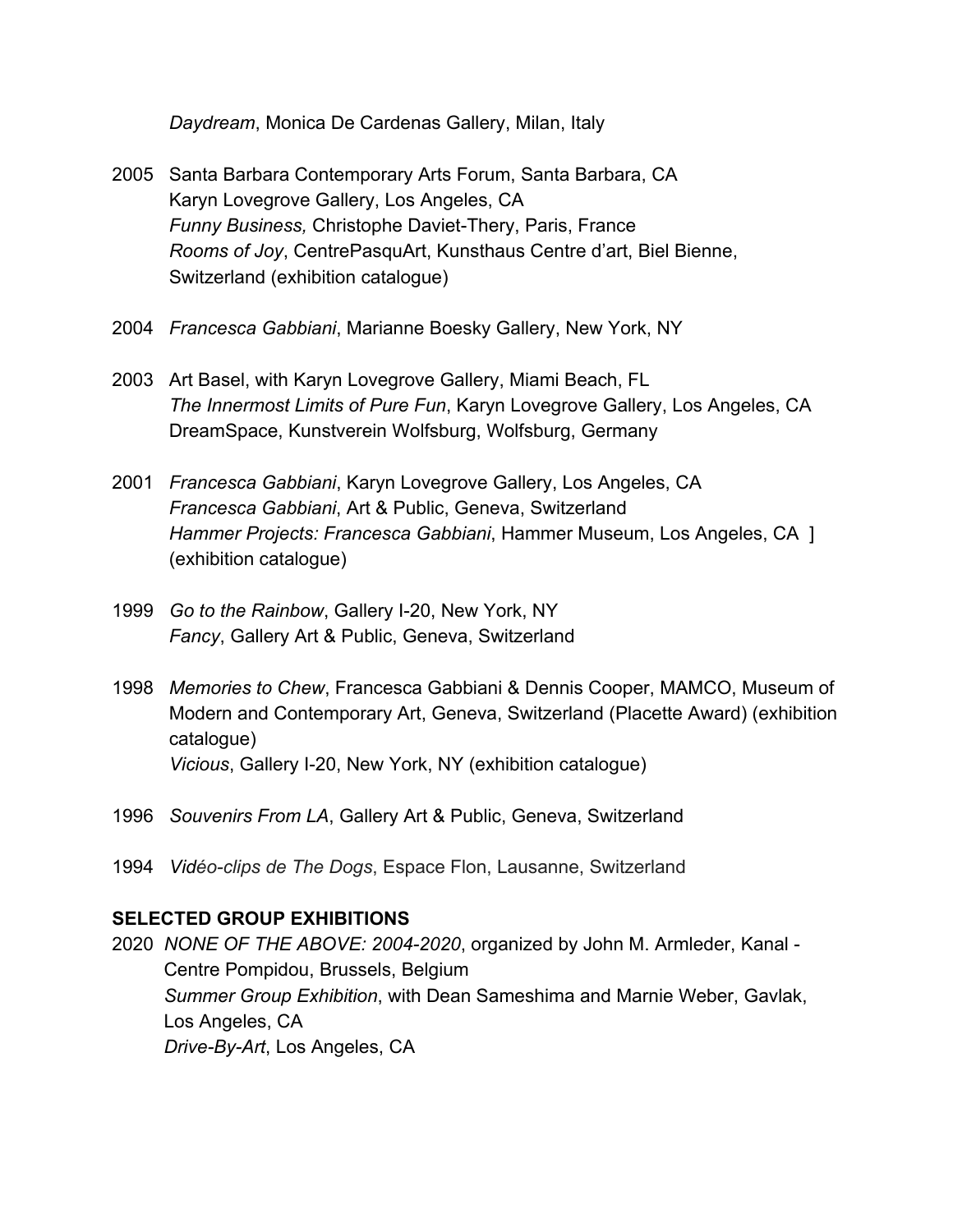*Daydream*, Monica De Cardenas Gallery, Milan, Italy

2005 Santa Barbara Contemporary Arts Forum, Santa Barbara, CA
Karyn Lovegrove Gallery, Los Angeles, CA
*Funny Business,* Christophe Daviet-Thery, Paris, France
*Rooms of Joy*, CentrePasquArt, Kunsthaus Centre d'art, Biel Bienne, Switzerland (exhibition catalogue)

2004 *Francesca Gabbiani*, Marianne Boesky Gallery, New York, NY

2003 Art Basel, with Karyn Lovegrove Gallery, Miami Beach, FL
*The Innermost Limits of Pure Fun*, Karyn Lovegrove Gallery, Los Angeles, CA
DreamSpace, Kunstverein Wolfsburg, Wolfsburg, Germany

2001 *Francesca Gabbiani*, Karyn Lovegrove Gallery, Los Angeles, CA
*Francesca Gabbiani*, Art & Public, Geneva, Switzerland
*Hammer Projects: Francesca Gabbiani*, Hammer Museum, Los Angeles, CA ] (exhibition catalogue)

1999 *Go to the Rainbow*, Gallery I-20, New York, NY
*Fancy*, Gallery Art & Public, Geneva, Switzerland

1998 *Memories to Chew*, Francesca Gabbiani & Dennis Cooper, MAMCO, Museum of Modern and Contemporary Art, Geneva, Switzerland (Placette Award) (exhibition catalogue)
*Vicious*, Gallery I-20, New York, NY (exhibition catalogue)

1996 *Souvenirs From LA*, Gallery Art & Public, Geneva, Switzerland

1994 *Vidéo-clips de The Dogs*, Espace Flon, Lausanne, Switzerland

**SELECTED GROUP EXHIBITIONS**

2020 *NONE OF THE ABOVE: 2004-2020*, organized by John M. Armleder, Kanal - Centre Pompidou, Brussels, Belgium
*Summer Group Exhibition*, with Dean Sameshima and Marnie Weber, Gavlak, Los Angeles, CA
*Drive-By-Art*, Los Angeles, CA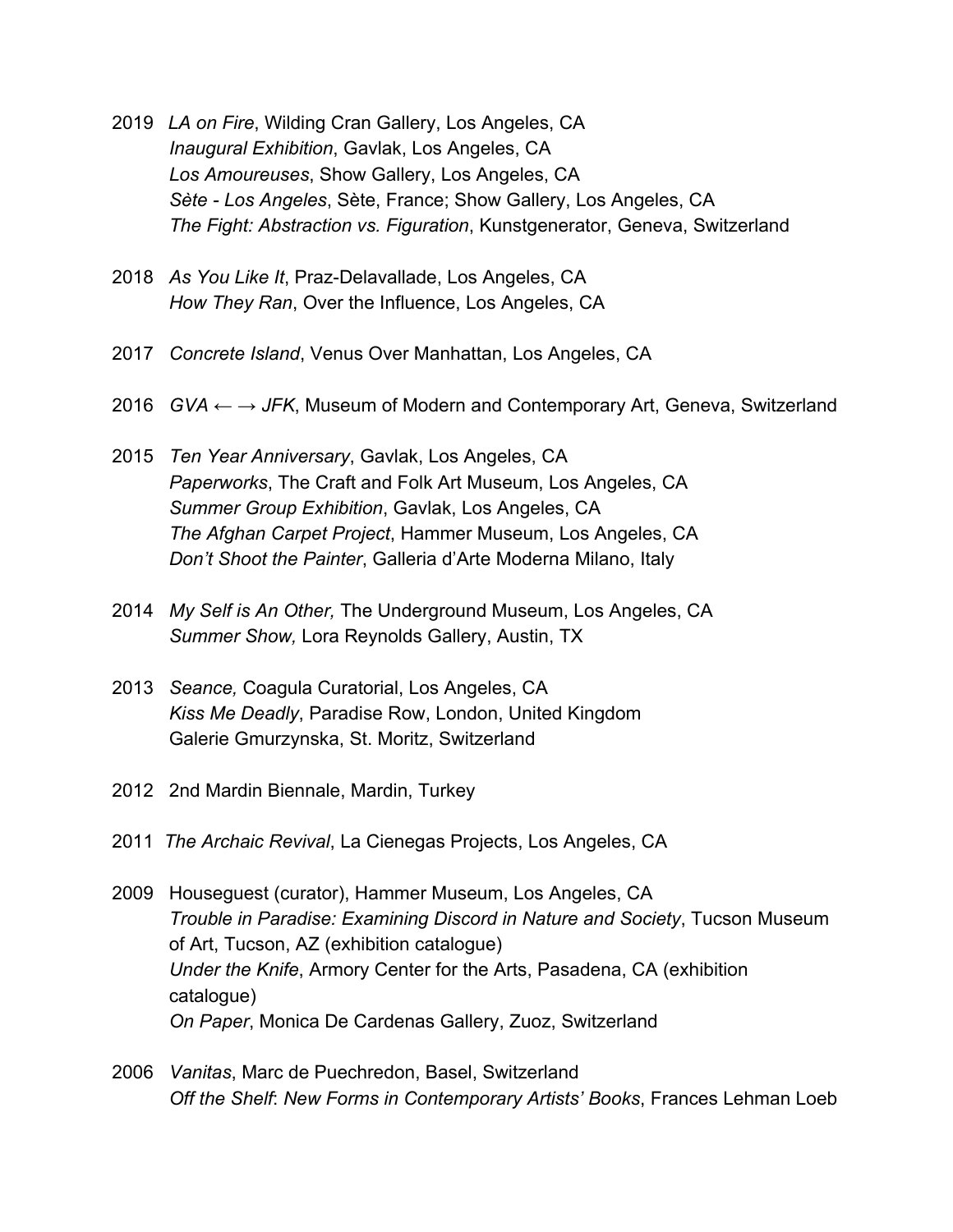2019 *LA on Fire*, Wilding Cran Gallery, Los Angeles, CA
*Inaugural Exhibition*, Gavlak, Los Angeles, CA
*Los Amoureuses*, Show Gallery, Los Angeles, CA
*Sète - Los Angeles*, Sète, France; Show Gallery, Los Angeles, CA
*The Fight: Abstraction vs. Figuration*, Kunstgenerator, Geneva, Switzerland

2018 *As You Like It*, Praz-Delavallade, Los Angeles, CA
*How They Ran*, Over the Influence, Los Angeles, CA

2017 *Concrete Island*, Venus Over Manhattan, Los Angeles, CA

2016 *GVA ← → JFK*, Museum of Modern and Contemporary Art, Geneva, Switzerland

2015 *Ten Year Anniversary*, Gavlak, Los Angeles, CA
*Paperworks*, The Craft and Folk Art Museum, Los Angeles, CA
*Summer Group Exhibition*, Gavlak, Los Angeles, CA
*The Afghan Carpet Project*, Hammer Museum, Los Angeles, CA
*Don't Shoot the Painter*, Galleria d'Arte Moderna Milano, Italy

2014 *My Self is An Other,* The Underground Museum, Los Angeles, CA
*Summer Show,* Lora Reynolds Gallery, Austin, TX

2013 *Seance,* Coagula Curatorial, Los Angeles, CA
*Kiss Me Deadly*, Paradise Row, London, United Kingdom
Galerie Gmurzynska, St. Moritz, Switzerland

2012 2nd Mardin Biennale, Mardin, Turkey

2011 *The Archaic Revival*, La Cienegas Projects, Los Angeles, CA

2009 Houseguest (curator), Hammer Museum, Los Angeles, CA
*Trouble in Paradise: Examining Discord in Nature and Society*, Tucson Museum of Art, Tucson, AZ (exhibition catalogue)
*Under the Knife*, Armory Center for the Arts, Pasadena, CA (exhibition catalogue)
*On Paper*, Monica De Cardenas Gallery, Zuoz, Switzerland

2006 *Vanitas*, Marc de Puechredon, Basel, Switzerland
*Off the Shelf: New Forms in Contemporary Artists' Books*, Frances Lehman Loeb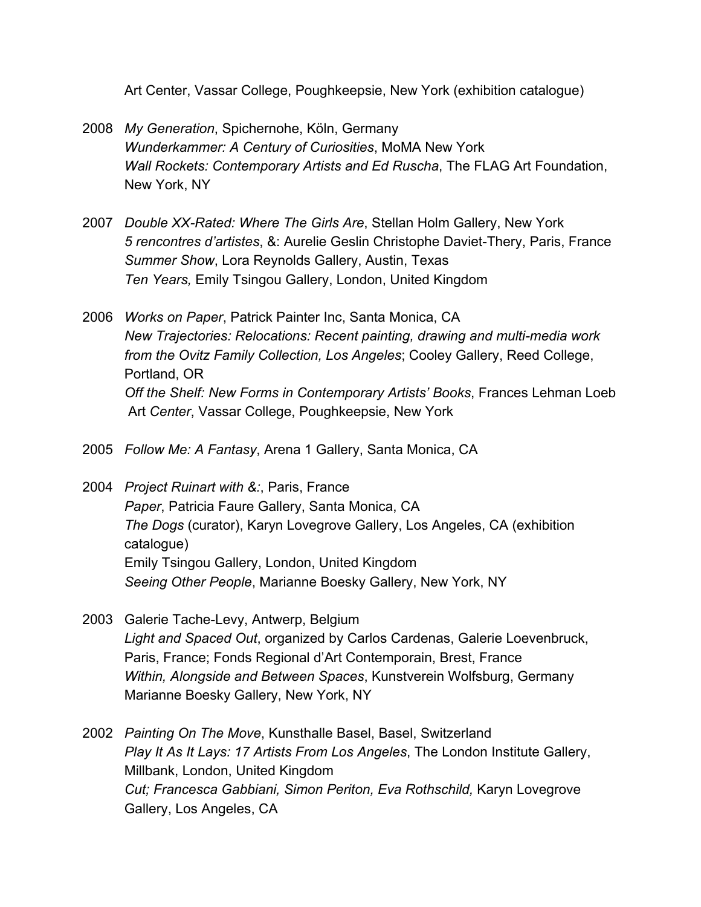Art Center, Vassar College, Poughkeepsie, New York (exhibition catalogue)

2008 *My Generation*, Spichernohe, Köln, Germany
*Wunderkammer: A Century of Curiosities*, MoMA New York
*Wall Rockets: Contemporary Artists and Ed Ruscha*, The FLAG Art Foundation, New York, NY

2007 *Double XX-Rated: Where The Girls Are*, Stellan Holm Gallery, New York
*5 rencontres d'artistes*, &: Aurelie Geslin Christophe Daviet-Thery, Paris, France
*Summer Show*, Lora Reynolds Gallery, Austin, Texas
*Ten Years,* Emily Tsingou Gallery, London, United Kingdom

2006 *Works on Paper*, Patrick Painter Inc, Santa Monica, CA
*New Trajectories: Relocations: Recent painting, drawing and multi-media work from the Ovitz Family Collection, Los Angeles*; Cooley Gallery, Reed College, Portland, OR
*Off the Shelf: New Forms in Contemporary Artists' Books*, Frances Lehman Loeb Art *Center*, Vassar College, Poughkeepsie, New York

2005 *Follow Me: A Fantasy*, Arena 1 Gallery, Santa Monica, CA

2004 *Project Ruinart with &:*, Paris, France
*Paper*, Patricia Faure Gallery, Santa Monica, CA
*The Dogs* (curator), Karyn Lovegrove Gallery, Los Angeles, CA (exhibition catalogue)
Emily Tsingou Gallery, London, United Kingdom
*Seeing Other People*, Marianne Boesky Gallery, New York, NY

2003 Galerie Tache-Levy, Antwerp, Belgium
*Light and Spaced Out*, organized by Carlos Cardenas, Galerie Loevenbruck, Paris, France; Fonds Regional d'Art Contemporain, Brest, France
*Within, Alongside and Between Spaces*, Kunstverein Wolfsburg, Germany
Marianne Boesky Gallery, New York, NY

2002 *Painting On The Move*, Kunsthalle Basel, Basel, Switzerland
*Play It As It Lays: 17 Artists From Los Angeles*, The London Institute Gallery, Millbank, London, United Kingdom
*Cut; Francesca Gabbiani, Simon Periton, Eva Rothschild,* Karyn Lovegrove Gallery, Los Angeles, CA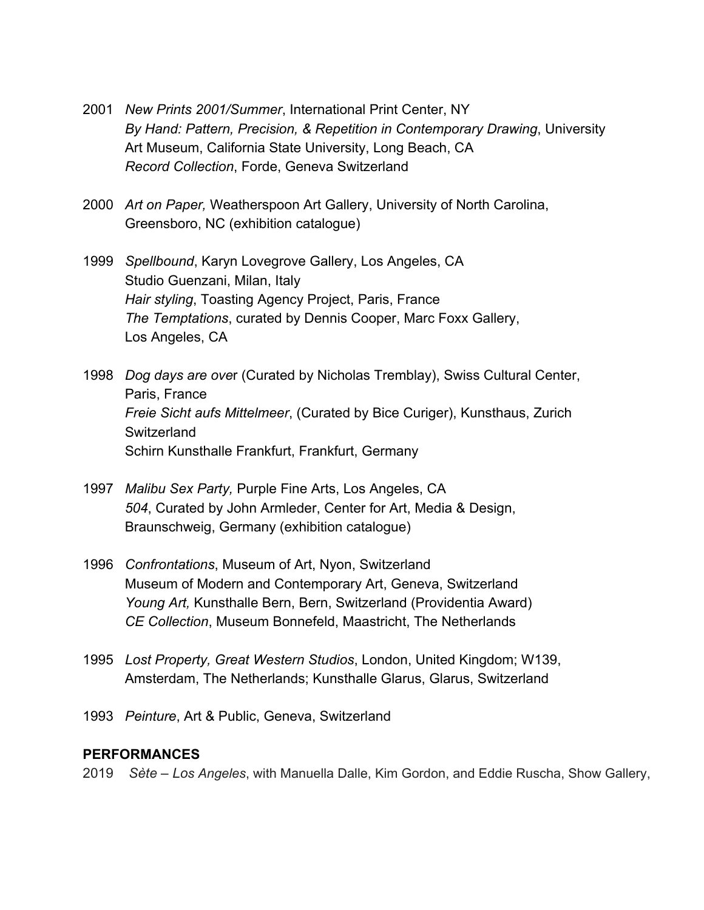2001 *New Prints 2001/Summer*, International Print Center, NY
*By Hand: Pattern, Precision, & Repetition in Contemporary Drawing*, University Art Museum, California State University, Long Beach, CA
*Record Collection*, Forde, Geneva Switzerland

2000 *Art on Paper,* Weatherspoon Art Gallery, University of North Carolina, Greensboro, NC (exhibition catalogue)

1999 *Spellbound*, Karyn Lovegrove Gallery, Los Angeles, CA
Studio Guenzani, Milan, Italy
*Hair styling*, Toasting Agency Project, Paris, France
*The Temptations*, curated by Dennis Cooper, Marc Foxx Gallery, Los Angeles, CA

1998 *Dog days are ove*r (Curated by Nicholas Tremblay), Swiss Cultural Center, Paris, France
*Freie Sicht aufs Mittelmeer*, (Curated by Bice Curiger), Kunsthaus, Zurich Switzerland
Schirn Kunsthalle Frankfurt, Frankfurt, Germany

1997 *Malibu Sex Party,* Purple Fine Arts, Los Angeles, CA
*504*, Curated by John Armleder, Center for Art, Media & Design, Braunschweig, Germany (exhibition catalogue)

1996 *Confrontations*, Museum of Art, Nyon, Switzerland
Museum of Modern and Contemporary Art, Geneva, Switzerland
*Young Art,* Kunsthalle Bern, Bern, Switzerland (Providentia Award)
*CE Collection*, Museum Bonnefeld, Maastricht, The Netherlands

1995 *Lost Property, Great Western Studios*, London, United Kingdom; W139, Amsterdam, The Netherlands; Kunsthalle Glarus, Glarus, Switzerland

1993 *Peinture*, Art & Public, Geneva, Switzerland

**PERFORMANCES**

2019 *Sète – Los Angeles*, with Manuella Dalle, Kim Gordon, and Eddie Ruscha, Show Gallery,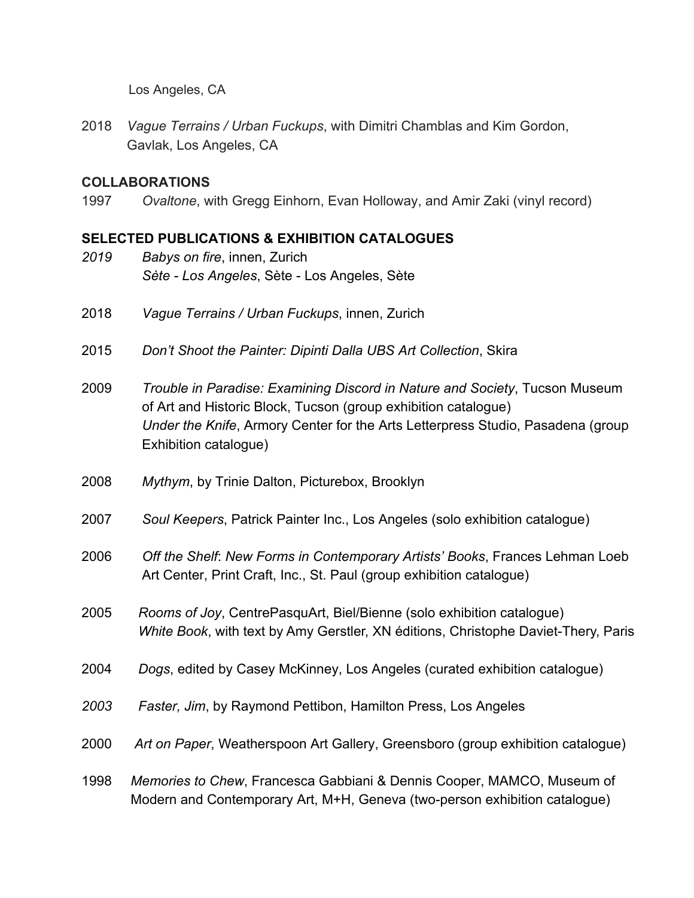Los Angeles, CA

2018 *Vague Terrains / Urban Fuckups*, with Dimitri Chamblas and Kim Gordon, Gavlak, Los Angeles, CA

**COLLABORATIONS**

1997 *Ovaltone*, with Gregg Einhorn, Evan Holloway, and Amir Zaki (vinyl record)

**SELECTED PUBLICATIONS & EXHIBITION CATALOGUES**

*2019* *Babys on fire*, innen, Zurich
*Sète - Los Angeles*, Sète - Los Angeles, Sète

2018 *Vague Terrains / Urban Fuckups*, innen, Zurich

2015 *Don't Shoot the Painter: Dipinti Dalla UBS Art Collection*, Skira

2009 *Trouble in Paradise: Examining Discord in Nature and Society*, Tucson Museum of Art and Historic Block, Tucson (group exhibition catalogue)
*Under the Knife*, Armory Center for the Arts Letterpress Studio, Pasadena (group Exhibition catalogue)

2008 *Mythym*, by Trinie Dalton, Picturebox, Brooklyn

2007 *Soul Keepers*, Patrick Painter Inc., Los Angeles (solo exhibition catalogue)

2006 *Off the Shelf*: *New Forms in Contemporary Artists' Books*, Frances Lehman Loeb Art Center, Print Craft, Inc., St. Paul (group exhibition catalogue)

2005 *Rooms of Joy*, CentrePasquArt, Biel/Bienne (solo exhibition catalogue)
*White Book*, with text by Amy Gerstler, XN éditions, Christophe Daviet-Thery, Paris

2004 *Dogs*, edited by Casey McKinney, Los Angeles (curated exhibition catalogue)

*2003* *Faster, Jim*, by Raymond Pettibon, Hamilton Press, Los Angeles

2000 *Art on Paper*, Weatherspoon Art Gallery, Greensboro (group exhibition catalogue)

1998 *Memories to Chew*, Francesca Gabbiani & Dennis Cooper, MAMCO, Museum of Modern and Contemporary Art, M+H, Geneva (two-person exhibition catalogue)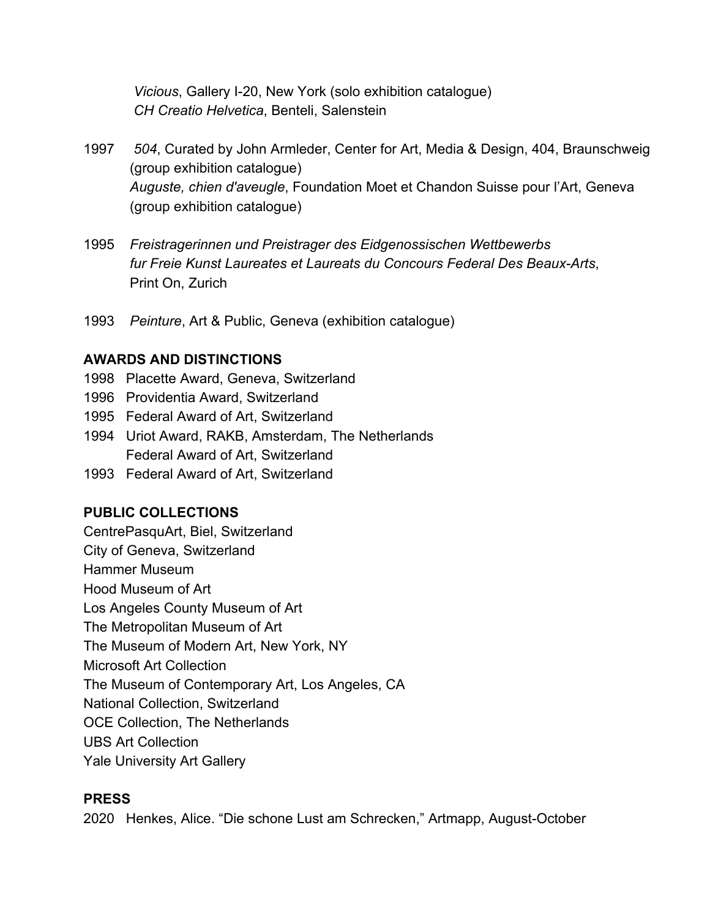*Vicious*, Gallery I-20, New York (solo exhibition catalogue)
*CH Creatio Helvetica*, Benteli, Salenstein

1997 *504*, Curated by John Armleder, Center for Art, Media & Design, 404, Braunschweig (group exhibition catalogue)
*Auguste, chien d'aveugle*, Foundation Moet et Chandon Suisse pour l'Art, Geneva (group exhibition catalogue)

1995 *Freistragerinnen und Preistrager des Eidgenossischen Wettbewerbs fur Freie Kunst Laureates et Laureats du Concours Federal Des Beaux-Arts*, Print On, Zurich

1993 *Peinture*, Art & Public, Geneva (exhibition catalogue)

**AWARDS AND DISTINCTIONS**

1998 Placette Award, Geneva, Switzerland
1996 Providentia Award, Switzerland
1995 Federal Award of Art, Switzerland
1994 Uriot Award, RAKB, Amsterdam, The Netherlands
Federal Award of Art, Switzerland
1993 Federal Award of Art, Switzerland

**PUBLIC COLLECTIONS**

CentrePasquArt, Biel, Switzerland
City of Geneva, Switzerland
Hammer Museum
Hood Museum of Art
Los Angeles County Museum of Art
The Metropolitan Museum of Art
The Museum of Modern Art, New York, NY
Microsoft Art Collection
The Museum of Contemporary Art, Los Angeles, CA
National Collection, Switzerland
OCE Collection, The Netherlands
UBS Art Collection
Yale University Art Gallery

**PRESS**

2020 Henkes, Alice. "Die schone Lust am Schrecken," Artmapp, August-October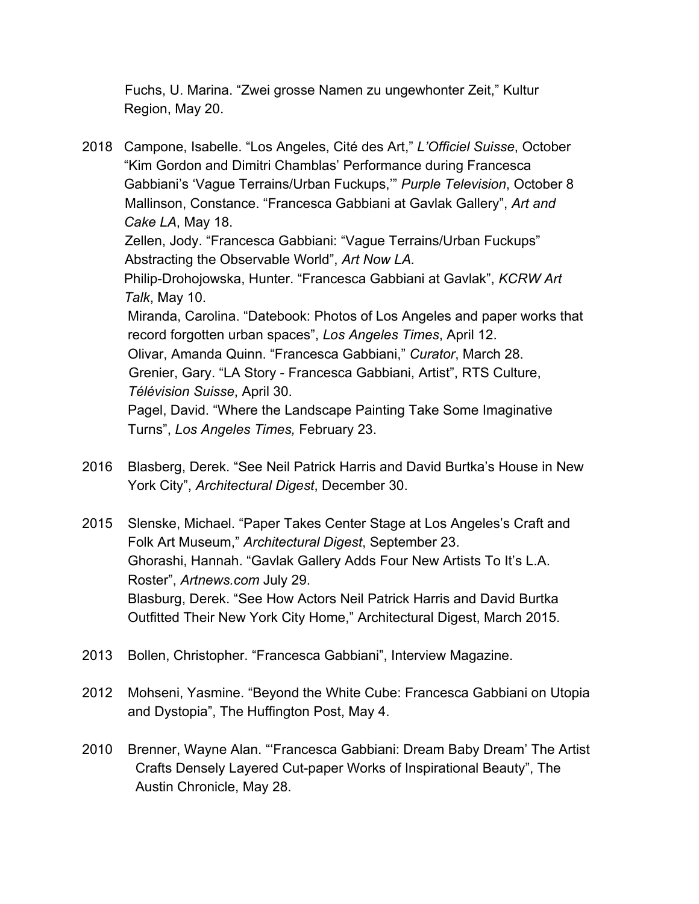Fuchs, U. Marina. “Zwei grosse Namen zu ungewhonter Zeit,” Kultur Region, May 20.

2018 Campone, Isabelle. “Los Angeles, Cité des Art,” *L'Officiel Suisse*, October
“Kim Gordon and Dimitri Chamblas' Performance during Francesca Gabbiani's ‘Vague Terrains/Urban Fuckups,’” *Purple Television*, October 8
Mallinson, Constance. “Francesca Gabbiani at Gavlak Gallery”, *Art and Cake LA*, May 18.
Zellen, Jody. “Francesca Gabbiani: “Vague Terrains/Urban Fuckups” Abstracting the Observable World”, *Art Now LA.*
Philip-Drohojowska, Hunter. “Francesca Gabbiani at Gavlak”, *KCRW Art Talk*, May 10.
Miranda, Carolina. “Datebook: Photos of Los Angeles and paper works that record forgotten urban spaces”, *Los Angeles Times*, April 12.
Olivar, Amanda Quinn. “Francesca Gabbiani,” *Curator*, March 28.
Grenier, Gary. “LA Story - Francesca Gabbiani, Artist”, RTS Culture, *Télévision Suisse*, April 30.
Pagel, David. “Where the Landscape Painting Take Some Imaginative Turns”, *Los Angeles Times,* February 23.

2016 Blasberg, Derek. “See Neil Patrick Harris and David Burtka's House in New York City”, *Architectural Digest*, December 30.

2015 Slenske, Michael. “Paper Takes Center Stage at Los Angeles's Craft and Folk Art Museum,” *Architectural Digest*, September 23.
Ghorashi, Hannah. “Gavlak Gallery Adds Four New Artists To It's L.A. Roster”, *Artnews.com* July 29.
Blasburg, Derek. “See How Actors Neil Patrick Harris and David Burtka Outfitted Their New York City Home,” Architectural Digest, March 2015.

2013 Bollen, Christopher. “Francesca Gabbiani”, Interview Magazine.

2012 Mohseni, Yasmine. “Beyond the White Cube: Francesca Gabbiani on Utopia and Dystopia”, The Huffington Post, May 4.

2010 Brenner, Wayne Alan. “‘Francesca Gabbiani: Dream Baby Dream’ The Artist Crafts Densely Layered Cut-paper Works of Inspirational Beauty”, The Austin Chronicle, May 28.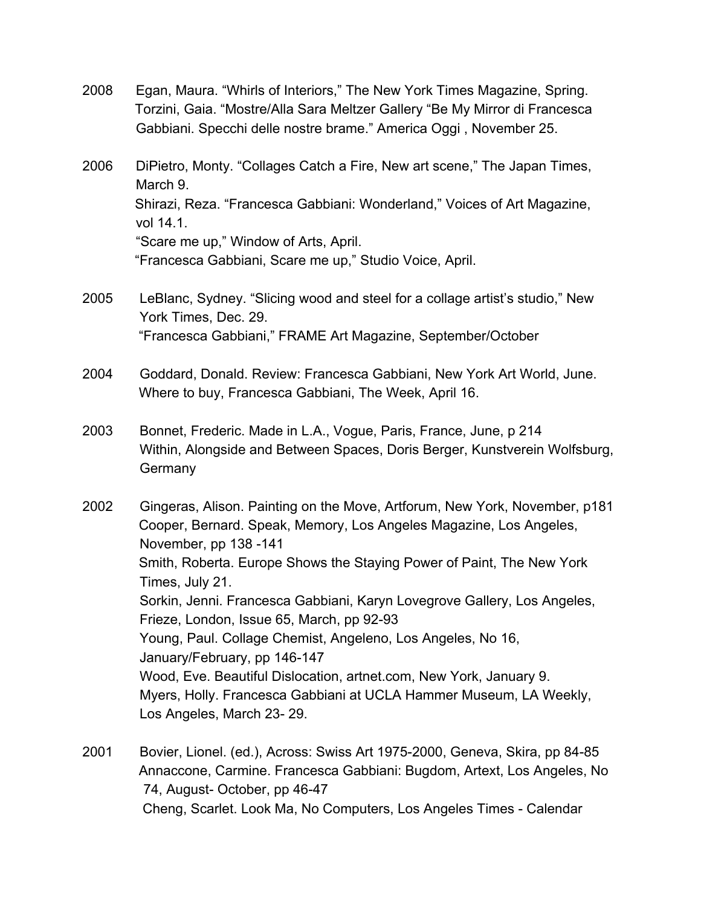2008 Egan, Maura. “Whirls of Interiors,” The New York Times Magazine, Spring.
Torzini, Gaia. “Mostre/Alla Sara Meltzer Gallery “Be My Mirror di Francesca Gabbiani. Specchi delle nostre brame.” America Oggi , November 25.

2006 DiPietro, Monty. “Collages Catch a Fire, New art scene,” The Japan Times, March 9.
Shirazi, Reza. “Francesca Gabbiani: Wonderland,” Voices of Art Magazine, vol 14.1.
“Scare me up,” Window of Arts, April.
“Francesca Gabbiani, Scare me up,” Studio Voice, April.

2005 LeBlanc, Sydney. “Slicing wood and steel for a collage artist’s studio,” New York Times, Dec. 29.
“Francesca Gabbiani,” FRAME Art Magazine, September/October

2004 Goddard, Donald. Review: Francesca Gabbiani, New York Art World, June.
Where to buy, Francesca Gabbiani, The Week, April 16.

2003 Bonnet, Frederic. Made in L.A., Vogue, Paris, France, June, p 214
Within, Alongside and Between Spaces, Doris Berger, Kunstverein Wolfsburg, Germany

2002 Gingeras, Alison. Painting on the Move, Artforum, New York, November, p181
Cooper, Bernard. Speak, Memory, Los Angeles Magazine, Los Angeles, November, pp 138 -141
Smith, Roberta. Europe Shows the Staying Power of Paint, The New York Times, July 21.
Sorkin, Jenni. Francesca Gabbiani, Karyn Lovegrove Gallery, Los Angeles, Frieze, London, Issue 65, March, pp 92-93
Young, Paul. Collage Chemist, Angeleno, Los Angeles, No 16, January/February, pp 146-147
Wood, Eve. Beautiful Dislocation, artnet.com, New York, January 9.
Myers, Holly. Francesca Gabbiani at UCLA Hammer Museum, LA Weekly, Los Angeles, March 23- 29.

2001 Bovier, Lionel. (ed.), Across: Swiss Art 1975-2000, Geneva, Skira, pp 84-85
Annaccone, Carmine. Francesca Gabbiani: Bugdom, Artext, Los Angeles, No 74, August- October, pp 46-47
Cheng, Scarlet. Look Ma, No Computers, Los Angeles Times - Calendar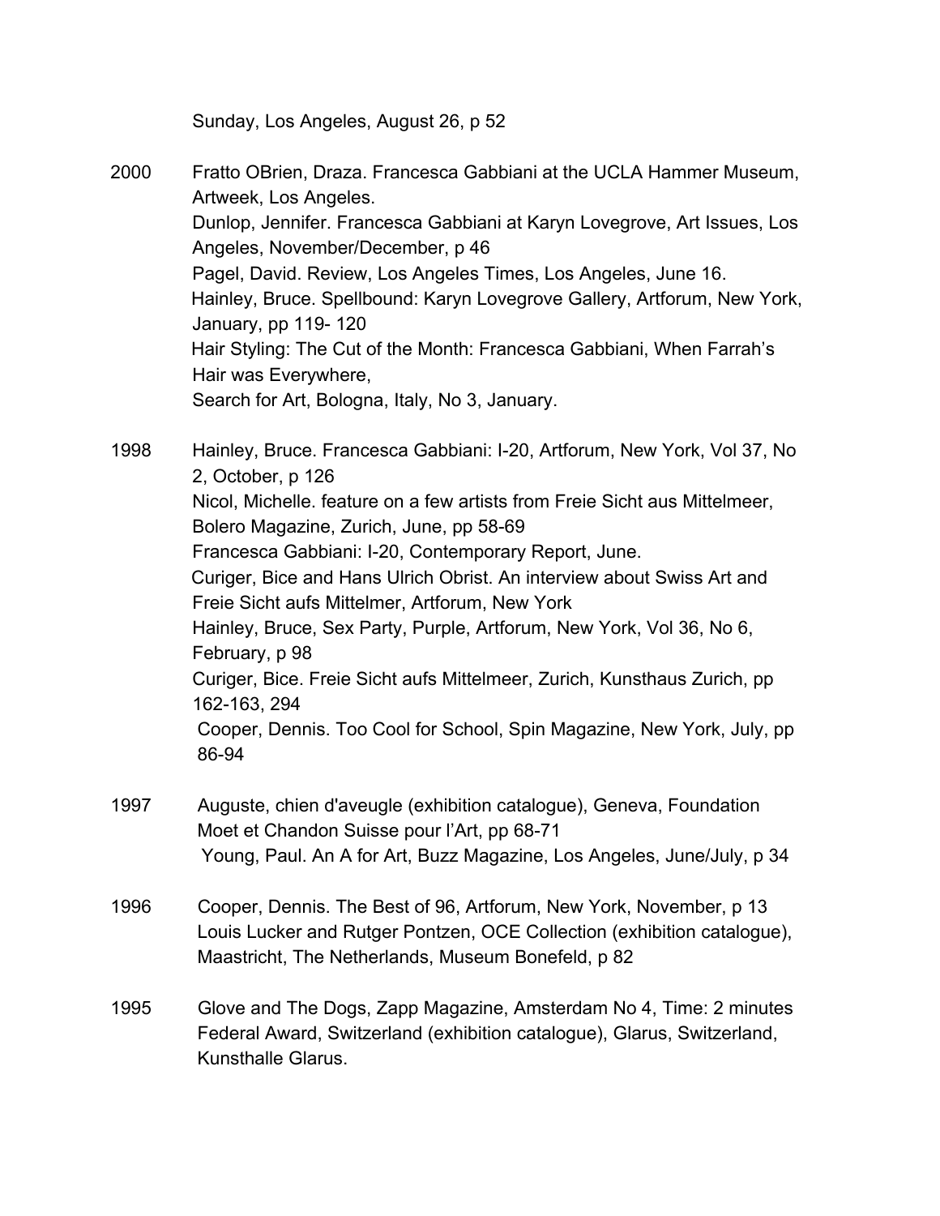Sunday, Los Angeles, August 26, p 52

2000 Fratto OBrien, Draza. Francesca Gabbiani at the UCLA Hammer Museum, Artweek, Los Angeles.
Dunlop, Jennifer. Francesca Gabbiani at Karyn Lovegrove, Art Issues, Los Angeles, November/December, p 46
Pagel, David. Review, Los Angeles Times, Los Angeles, June 16.
Hainley, Bruce. Spellbound: Karyn Lovegrove Gallery, Artforum, New York, January, pp 119- 120
Hair Styling: The Cut of the Month: Francesca Gabbiani, When Farrah's Hair was Everywhere,
Search for Art, Bologna, Italy, No 3, January.

1998 Hainley, Bruce. Francesca Gabbiani: I-20, Artforum, New York, Vol 37, No 2, October, p 126
Nicol, Michelle. feature on a few artists from Freie Sicht aus Mittelmeer, Bolero Magazine, Zurich, June, pp 58-69
Francesca Gabbiani: I-20, Contemporary Report, June.
Curiger, Bice and Hans Ulrich Obrist. An interview about Swiss Art and Freie Sicht aufs Mittelmer, Artforum, New York
Hainley, Bruce, Sex Party, Purple, Artforum, New York, Vol 36, No 6, February, p 98
Curiger, Bice. Freie Sicht aufs Mittelmeer, Zurich, Kunsthaus Zurich, pp 162-163, 294
Cooper, Dennis. Too Cool for School, Spin Magazine, New York, July, pp 86-94

1997 Auguste, chien d'aveugle (exhibition catalogue), Geneva, Foundation Moet et Chandon Suisse pour l'Art, pp 68-71
Young, Paul. An A for Art, Buzz Magazine, Los Angeles, June/July, p 34

1996 Cooper, Dennis. The Best of 96, Artforum, New York, November, p 13
Louis Lucker and Rutger Pontzen, OCE Collection (exhibition catalogue), Maastricht, The Netherlands, Museum Bonefeld, p 82

1995 Glove and The Dogs, Zapp Magazine, Amsterdam No 4, Time: 2 minutes
Federal Award, Switzerland (exhibition catalogue), Glarus, Switzerland, Kunsthalle Glarus.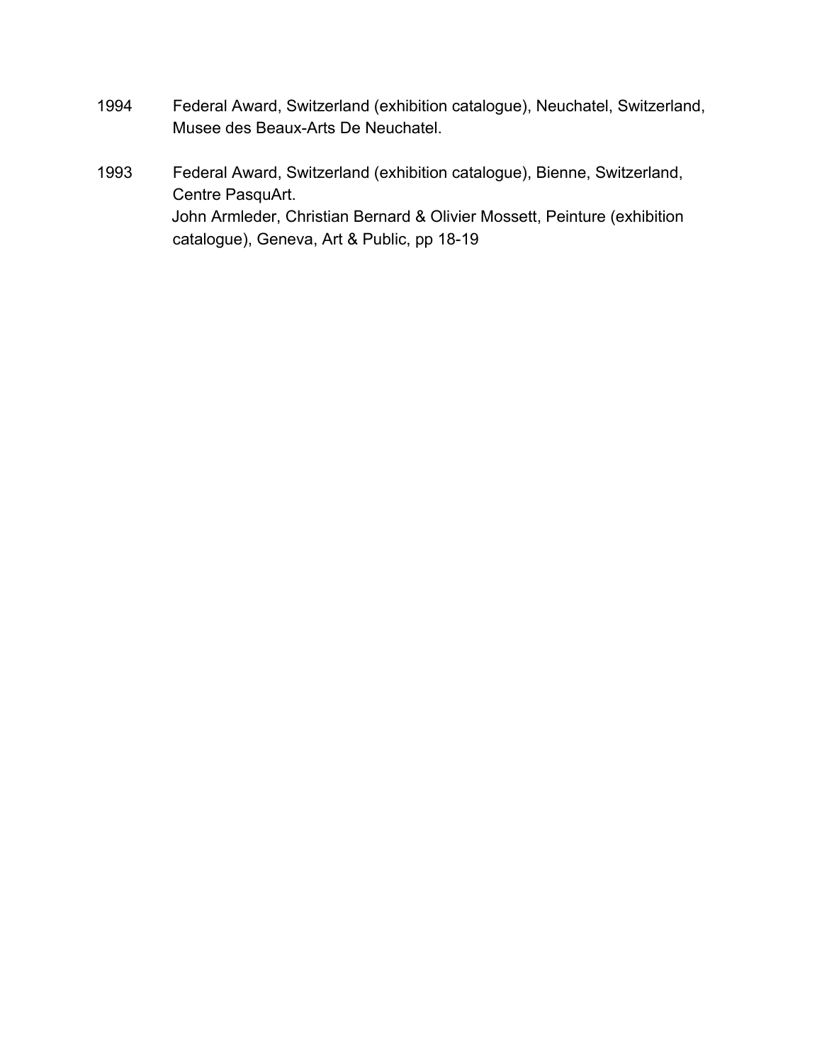1994 Federal Award, Switzerland (exhibition catalogue), Neuchatel, Switzerland, Musee des Beaux-Arts De Neuchatel.

1993 Federal Award, Switzerland (exhibition catalogue), Bienne, Switzerland, Centre PasquArt.
John Armleder, Christian Bernard & Olivier Mossett, Peinture (exhibition catalogue), Geneva, Art & Public, pp 18-19